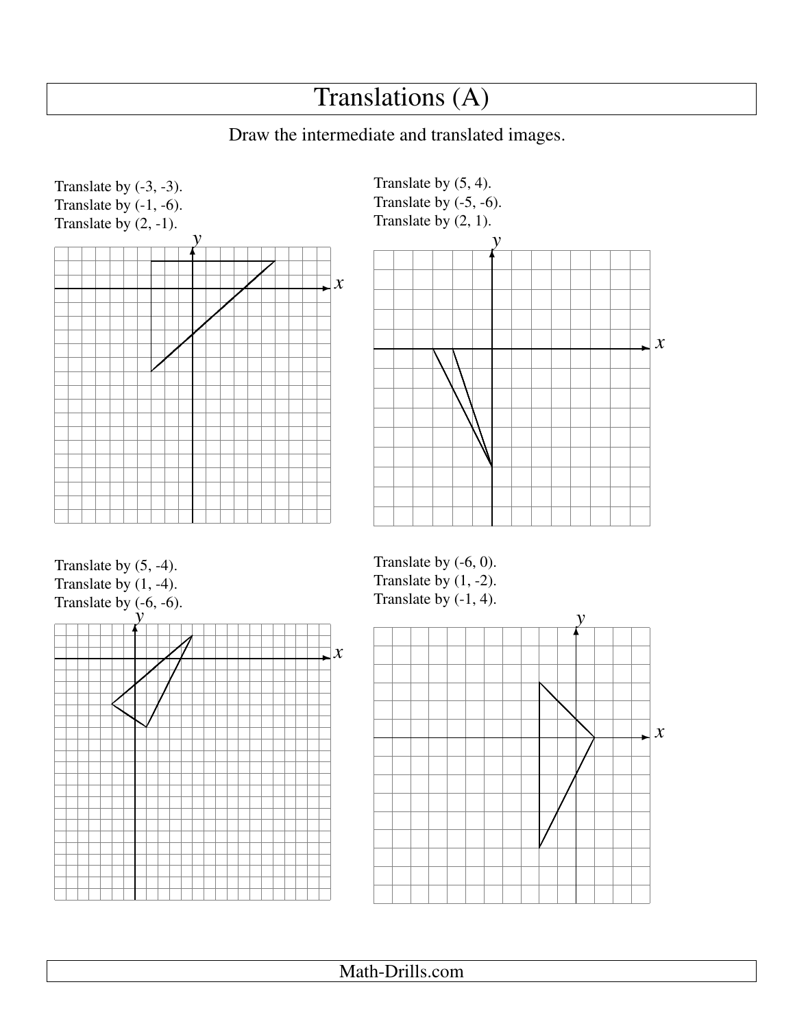# Translations (A)

Draw the intermediate and translated images.

Translate by (-3, -3).
Translate by (-1, -6).
Translate by (2, -1).

Translate by (5, 4).
Translate by (-5, -6).
Translate by (2, 1).

Translate by (5, -4).
Translate by (1, -4).
Translate by (-6, -6).

Translate by (-6, 0).
Translate by (1, -2).
Translate by (-1, 4).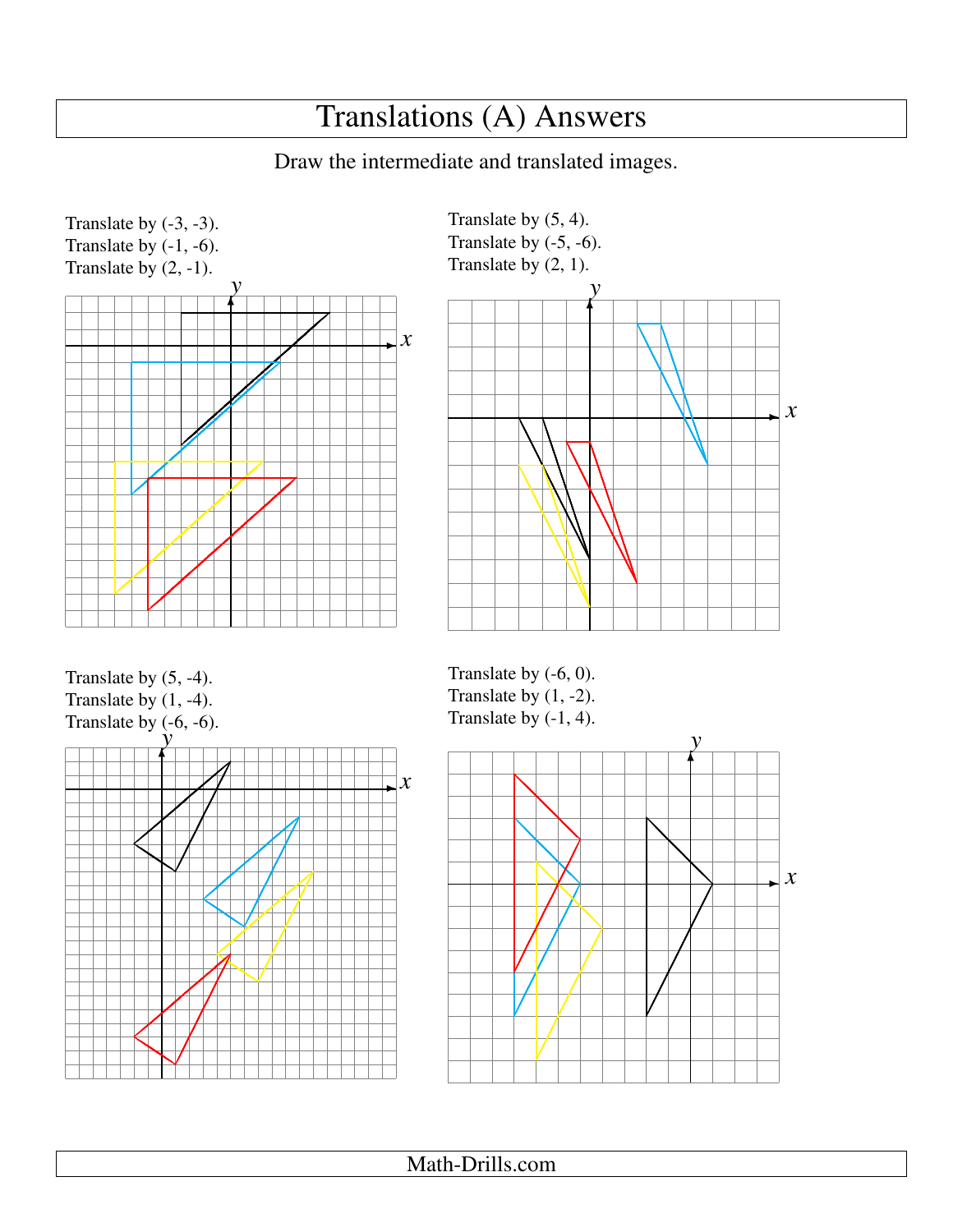# Translations (A) Answers

Draw the intermediate and translated images.

Translate by (-3, -3).
Translate by (-1, -6).
Translate by (2, -1).

$y$

$x$

Translate by (5, 4).
Translate by (-5, -6).
Translate by (2, 1).

$y$

$x$

Translate by (5, -4).
Translate by (1, -4).
Translate by (-6, -6).

$y$

$x$

Translate by (-6, 0).
Translate by (1, -2).
Translate by (-1, 4).

$y$

$x$

Math-Drills.com